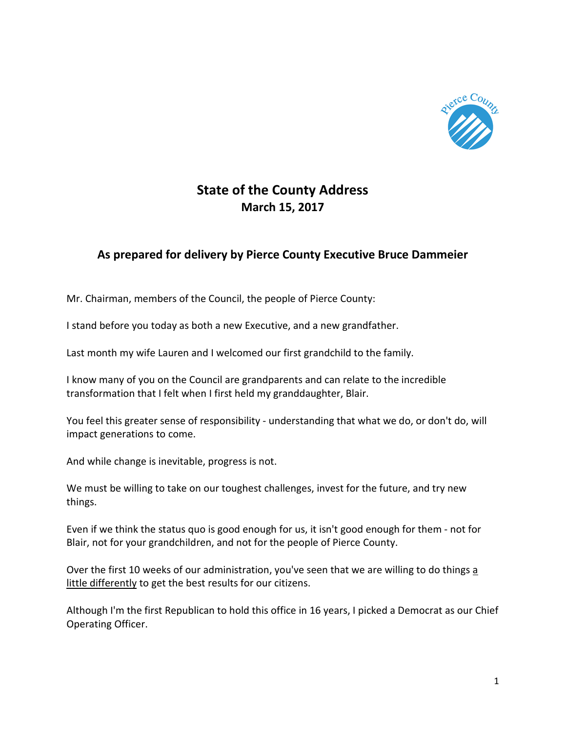# State of the County Address

**March 15, 2017**

## As prepared for delivery by Pierce County Executive Bruce Dammeier

Mr. Chairman, members of the Council, the people of Pierce County:

I stand before you today as both a new Executive, and a new grandfather.

Last month my wife Lauren and I welcomed our first grandchild to the family.

I know many of you on the Council are grandparents and can relate to the incredible transformation that I felt when I first held my granddaughter, Blair.

You feel this greater sense of responsibility - understanding that what we do, or don't do, will impact generations to come.

And while change is inevitable, progress is not.

We must be willing to take on our toughest challenges, invest for the future, and try new things.

Even if we think the status quo is good enough for us, it isn't good enough for them - not for Blair, not for your grandchildren, and not for the people of Pierce County.

Over the first 10 weeks of our administration, you've seen that we are willing to do things <u>a little differently</u> to get the best results for our citizens.

Although I'm the first Republican to hold this office in 16 years, I picked a Democrat as our Chief Operating Officer.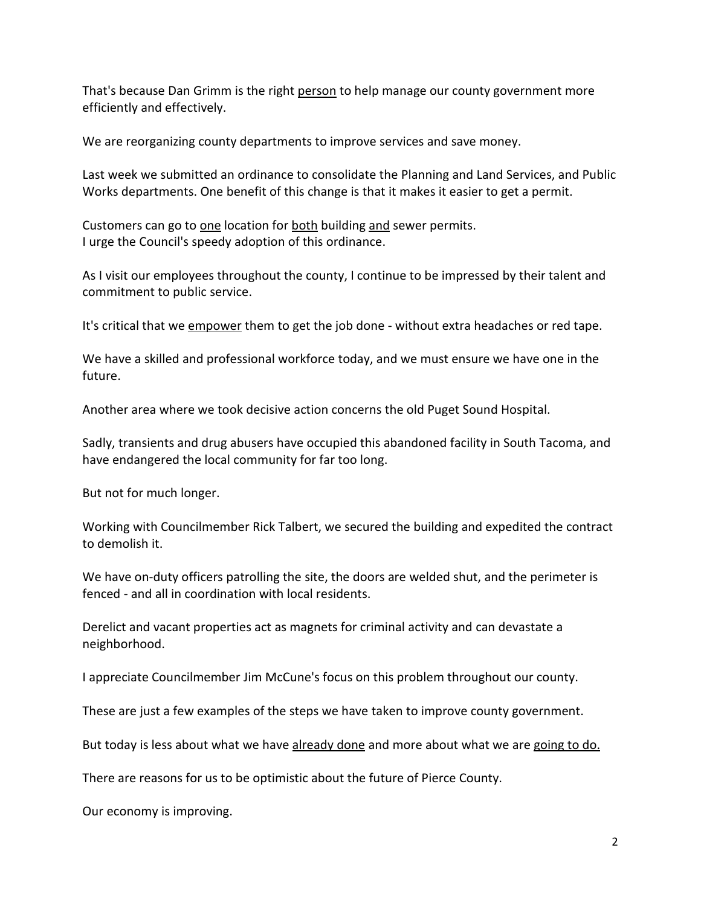That's because Dan Grimm is the right <u>person</u> to help manage our county government more efficiently and effectively.

We are reorganizing county departments to improve services and save money.

Last week we submitted an ordinance to consolidate the Planning and Land Services, and Public Works departments. One benefit of this change is that it makes it easier to get a permit.

Customers can go to <u>one</u> location for <u>both</u> building <u>and</u> sewer permits.
I urge the Council's speedy adoption of this ordinance.

As I visit our employees throughout the county, I continue to be impressed by their talent and commitment to public service.

It's critical that we <u>empower</u> them to get the job done - without extra headaches or red tape.

We have a skilled and professional workforce today, and we must ensure we have one in the future.

Another area where we took decisive action concerns the old Puget Sound Hospital.

Sadly, transients and drug abusers have occupied this abandoned facility in South Tacoma, and have endangered the local community for far too long.

But not for much longer.

Working with Councilmember Rick Talbert, we secured the building and expedited the contract to demolish it.

We have on-duty officers patrolling the site, the doors are welded shut, and the perimeter is fenced - and all in coordination with local residents.

Derelict and vacant properties act as magnets for criminal activity and can devastate a neighborhood.

I appreciate Councilmember Jim McCune's focus on this problem throughout our county.

These are just a few examples of the steps we have taken to improve county government.

But today is less about what we have <u>already done</u> and more about what we are <u>going to do.</u>

There are reasons for us to be optimistic about the future of Pierce County.

Our economy is improving.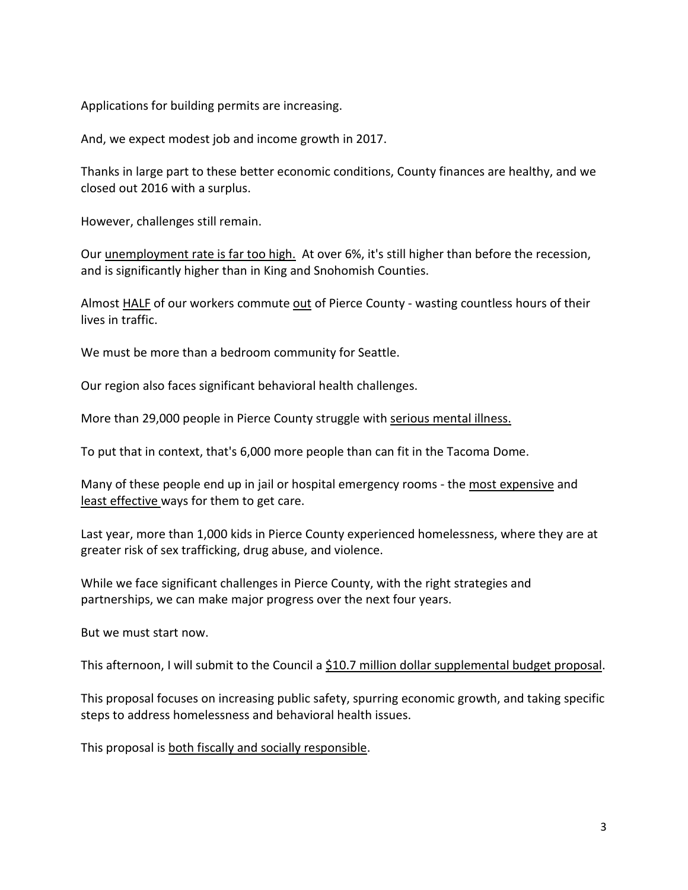Applications for building permits are increasing.

And, we expect modest job and income growth in 2017.

Thanks in large part to these better economic conditions, County finances are healthy, and we closed out 2016 with a surplus.

However, challenges still remain.

Our <u>unemployment rate is far too high.</u> At over 6%, it's still higher than before the recession, and is significantly higher than in King and Snohomish Counties.

Almost <u>HALF</u> of our workers commute <u>out</u> of Pierce County - wasting countless hours of their lives in traffic.

We must be more than a bedroom community for Seattle.

Our region also faces significant behavioral health challenges.

More than 29,000 people in Pierce County struggle with <u>serious mental illness.</u>

To put that in context, that's 6,000 more people than can fit in the Tacoma Dome.

Many of these people end up in jail or hospital emergency rooms - the <u>most expensive</u> and <u>least effective</u> ways for them to get care.

Last year, more than 1,000 kids in Pierce County experienced homelessness, where they are at greater risk of sex trafficking, drug abuse, and violence.

While we face significant challenges in Pierce County, with the right strategies and partnerships, we can make major progress over the next four years.

But we must start now.

This afternoon, I will submit to the Council a <u>$10.7 million dollar supplemental budget proposal</u>.

This proposal focuses on increasing public safety, spurring economic growth, and taking specific steps to address homelessness and behavioral health issues.

This proposal is <u>both fiscally and socially responsible</u>.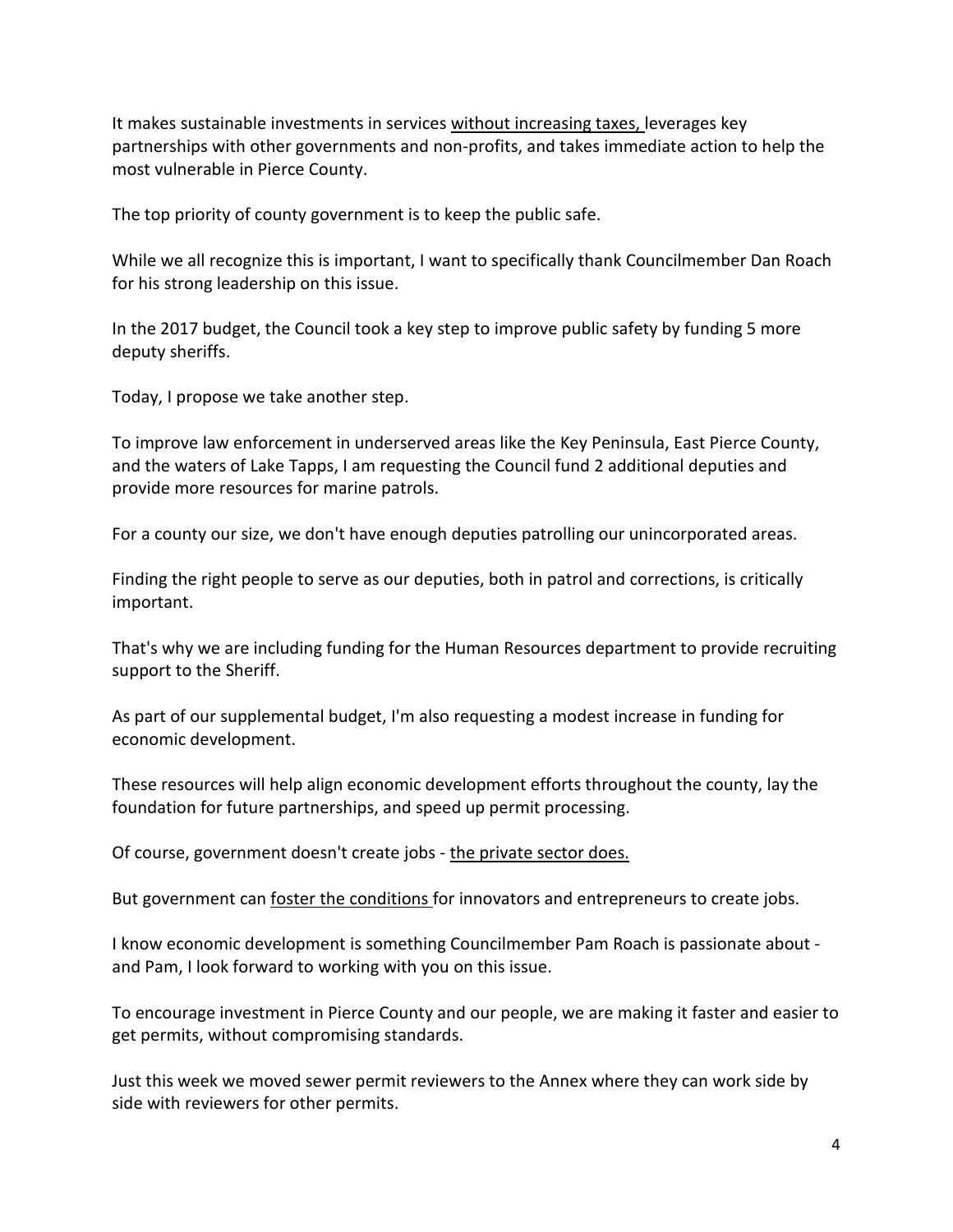It makes sustainable investments in services <u>without increasing taxes,</u> leverages key partnerships with other governments and non-profits, and takes immediate action to help the most vulnerable in Pierce County.

The top priority of county government is to keep the public safe.

While we all recognize this is important, I want to specifically thank Councilmember Dan Roach for his strong leadership on this issue.

In the 2017 budget, the Council took a key step to improve public safety by funding 5 more deputy sheriffs.

Today, I propose we take another step.

To improve law enforcement in underserved areas like the Key Peninsula, East Pierce County, and the waters of Lake Tapps, I am requesting the Council fund 2 additional deputies and provide more resources for marine patrols.

For a county our size, we don't have enough deputies patrolling our unincorporated areas.

Finding the right people to serve as our deputies, both in patrol and corrections, is critically important.

That's why we are including funding for the Human Resources department to provide recruiting support to the Sheriff.

As part of our supplemental budget, I'm also requesting a modest increase in funding for economic development.

These resources will help align economic development efforts throughout the county, lay the foundation for future partnerships, and speed up permit processing.

Of course, government doesn't create jobs - <u>the private sector does.</u>

But government can <u>foster the conditions</u> for innovators and entrepreneurs to create jobs.

I know economic development is something Councilmember Pam Roach is passionate about - and Pam, I look forward to working with you on this issue.

To encourage investment in Pierce County and our people, we are making it faster and easier to get permits, without compromising standards.

Just this week we moved sewer permit reviewers to the Annex where they can work side by side with reviewers for other permits.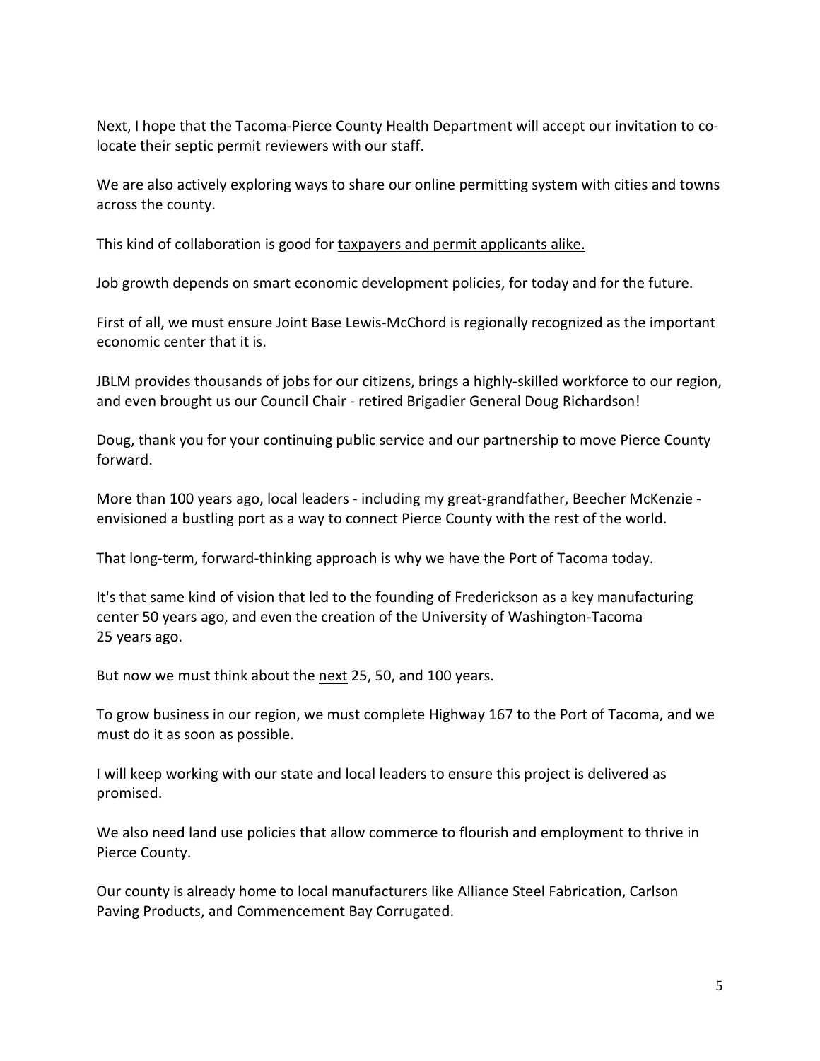Next, I hope that the Tacoma-Pierce County Health Department will accept our invitation to co-locate their septic permit reviewers with our staff.

We are also actively exploring ways to share our online permitting system with cities and towns across the county.

This kind of collaboration is good for <u>taxpayers and permit applicants alike.</u>

Job growth depends on smart economic development policies, for today and for the future.

First of all, we must ensure Joint Base Lewis-McChord is regionally recognized as the important economic center that it is.

JBLM provides thousands of jobs for our citizens, brings a highly-skilled workforce to our region, and even brought us our Council Chair - retired Brigadier General Doug Richardson!

Doug, thank you for your continuing public service and our partnership to move Pierce County forward.

More than 100 years ago, local leaders - including my great-grandfather, Beecher McKenzie - envisioned a bustling port as a way to connect Pierce County with the rest of the world.

That long-term, forward-thinking approach is why we have the Port of Tacoma today.

It's that same kind of vision that led to the founding of Frederickson as a key manufacturing center 50 years ago, and even the creation of the University of Washington-Tacoma 25 years ago.

But now we must think about the <u>next</u> 25, 50, and 100 years.

To grow business in our region, we must complete Highway 167 to the Port of Tacoma, and we must do it as soon as possible.

I will keep working with our state and local leaders to ensure this project is delivered as promised.

We also need land use policies that allow commerce to flourish and employment to thrive in Pierce County.

Our county is already home to local manufacturers like Alliance Steel Fabrication, Carlson Paving Products, and Commencement Bay Corrugated.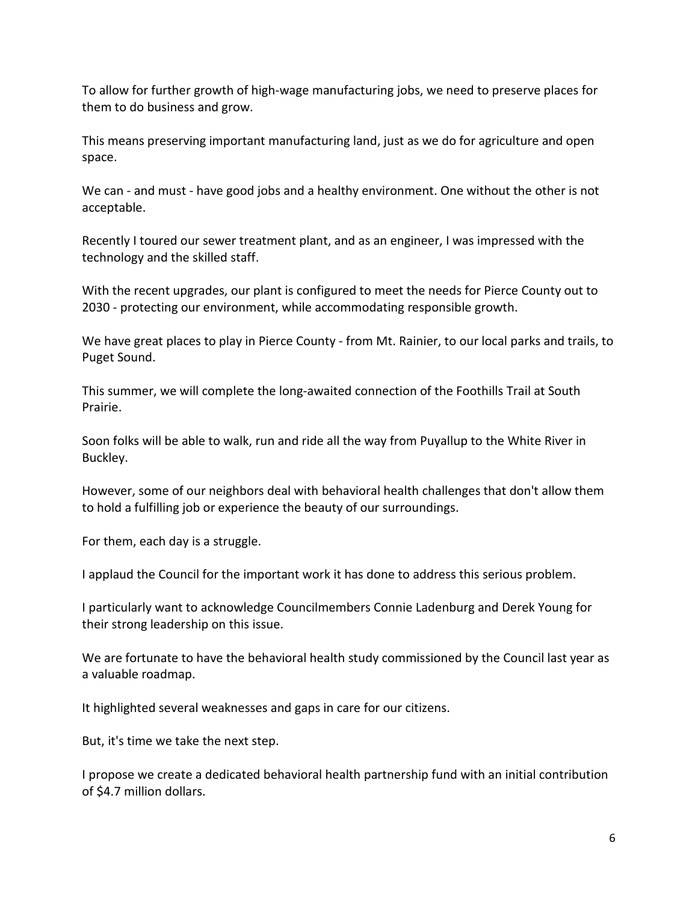To allow for further growth of high-wage manufacturing jobs, we need to preserve places for them to do business and grow.

This means preserving important manufacturing land, just as we do for agriculture and open space.

We can - and must - have good jobs and a healthy environment. One without the other is not acceptable.

Recently I toured our sewer treatment plant, and as an engineer, I was impressed with the technology and the skilled staff.

With the recent upgrades, our plant is configured to meet the needs for Pierce County out to 2030 - protecting our environment, while accommodating responsible growth.

We have great places to play in Pierce County - from Mt. Rainier, to our local parks and trails, to Puget Sound.

This summer, we will complete the long-awaited connection of the Foothills Trail at South Prairie.

Soon folks will be able to walk, run and ride all the way from Puyallup to the White River in Buckley.

However, some of our neighbors deal with behavioral health challenges that don't allow them to hold a fulfilling job or experience the beauty of our surroundings.

For them, each day is a struggle.

I applaud the Council for the important work it has done to address this serious problem.

I particularly want to acknowledge Councilmembers Connie Ladenburg and Derek Young for their strong leadership on this issue.

We are fortunate to have the behavioral health study commissioned by the Council last year as a valuable roadmap.

It highlighted several weaknesses and gaps in care for our citizens.

But, it's time we take the next step.

I propose we create a dedicated behavioral health partnership fund with an initial contribution of $4.7 million dollars.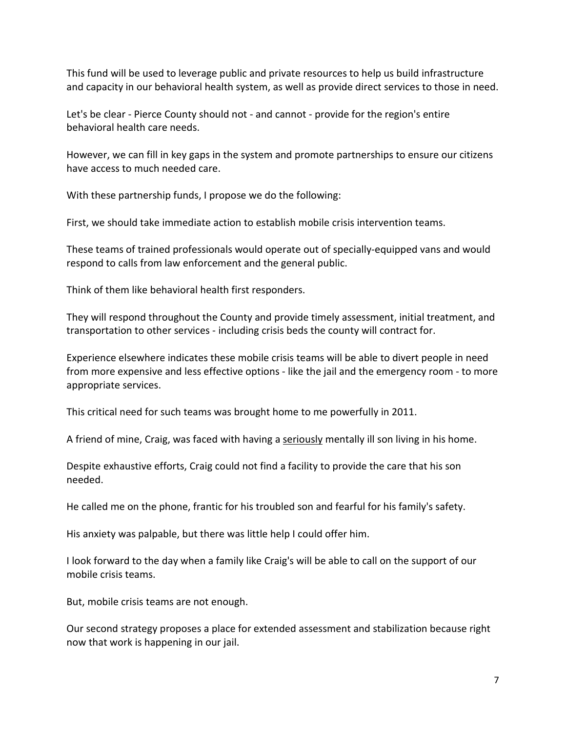This fund will be used to leverage public and private resources to help us build infrastructure and capacity in our behavioral health system, as well as provide direct services to those in need.

Let's be clear - Pierce County should not - and cannot - provide for the region's entire behavioral health care needs.

However, we can fill in key gaps in the system and promote partnerships to ensure our citizens have access to much needed care.

With these partnership funds, I propose we do the following:

First, we should take immediate action to establish mobile crisis intervention teams.

These teams of trained professionals would operate out of specially-equipped vans and would respond to calls from law enforcement and the general public.

Think of them like behavioral health first responders.

They will respond throughout the County and provide timely assessment, initial treatment, and transportation to other services - including crisis beds the county will contract for.

Experience elsewhere indicates these mobile crisis teams will be able to divert people in need from more expensive and less effective options - like the jail and the emergency room - to more appropriate services.

This critical need for such teams was brought home to me powerfully in 2011.

A friend of mine, Craig, was faced with having a <u>seriously</u> mentally ill son living in his home.

Despite exhaustive efforts, Craig could not find a facility to provide the care that his son needed.

He called me on the phone, frantic for his troubled son and fearful for his family's safety.

His anxiety was palpable, but there was little help I could offer him.

I look forward to the day when a family like Craig's will be able to call on the support of our mobile crisis teams.

But, mobile crisis teams are not enough.

Our second strategy proposes a place for extended assessment and stabilization because right now that work is happening in our jail.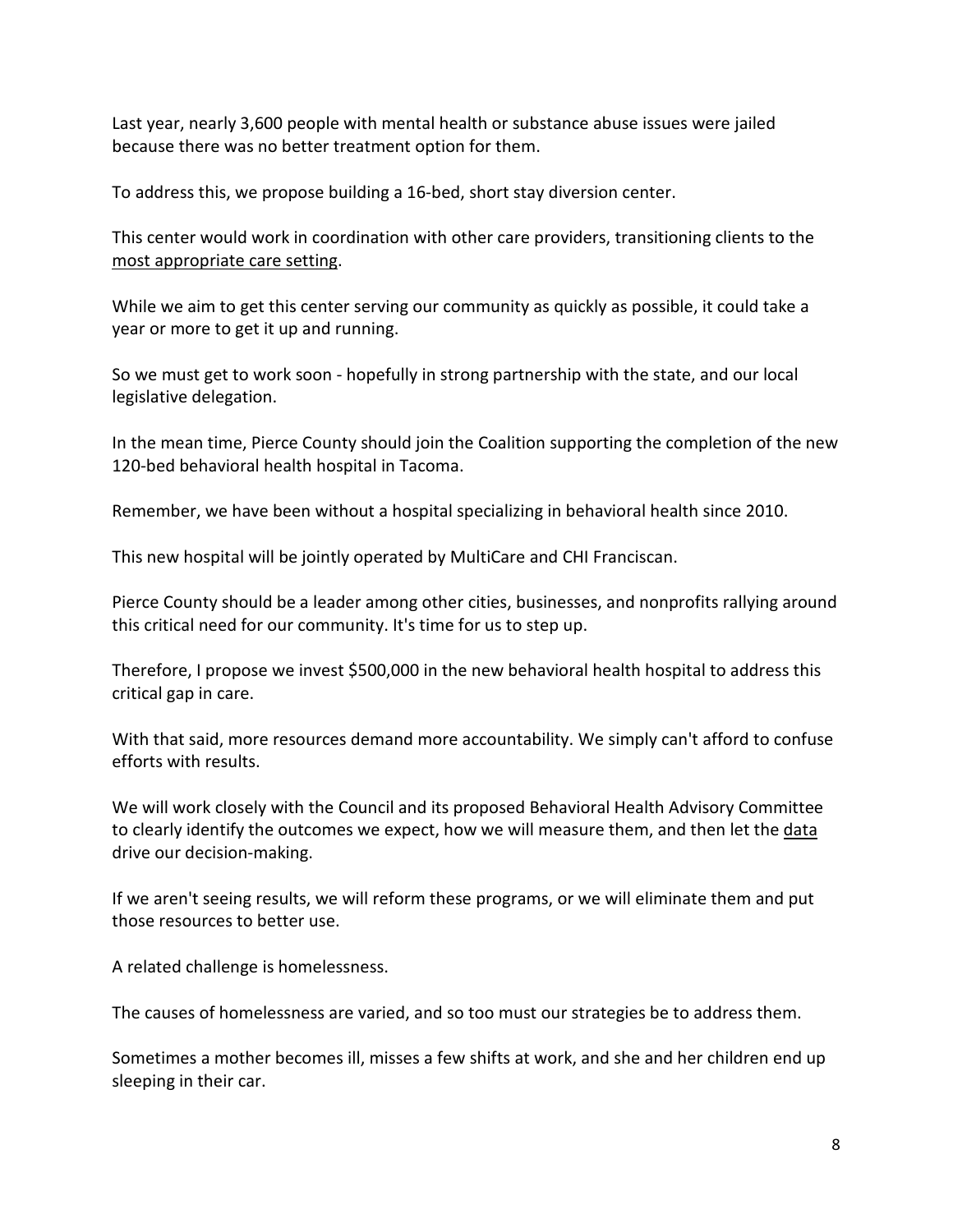Last year, nearly 3,600 people with mental health or substance abuse issues were jailed because there was no better treatment option for them.

To address this, we propose building a 16-bed, short stay diversion center.

This center would work in coordination with other care providers, transitioning clients to the most appropriate care setting.

While we aim to get this center serving our community as quickly as possible, it could take a year or more to get it up and running.

So we must get to work soon - hopefully in strong partnership with the state, and our local legislative delegation.

In the mean time, Pierce County should join the Coalition supporting the completion of the new 120-bed behavioral health hospital in Tacoma.

Remember, we have been without a hospital specializing in behavioral health since 2010.

This new hospital will be jointly operated by MultiCare and CHI Franciscan.

Pierce County should be a leader among other cities, businesses, and nonprofits rallying around this critical need for our community. It's time for us to step up.

Therefore, I propose we invest $500,000 in the new behavioral health hospital to address this critical gap in care.

With that said, more resources demand more accountability. We simply can't afford to confuse efforts with results.

We will work closely with the Council and its proposed Behavioral Health Advisory Committee to clearly identify the outcomes we expect, how we will measure them, and then let the data drive our decision-making.

If we aren't seeing results, we will reform these programs, or we will eliminate them and put those resources to better use.

A related challenge is homelessness.

The causes of homelessness are varied, and so too must our strategies be to address them.

Sometimes a mother becomes ill, misses a few shifts at work, and she and her children end up sleeping in their car.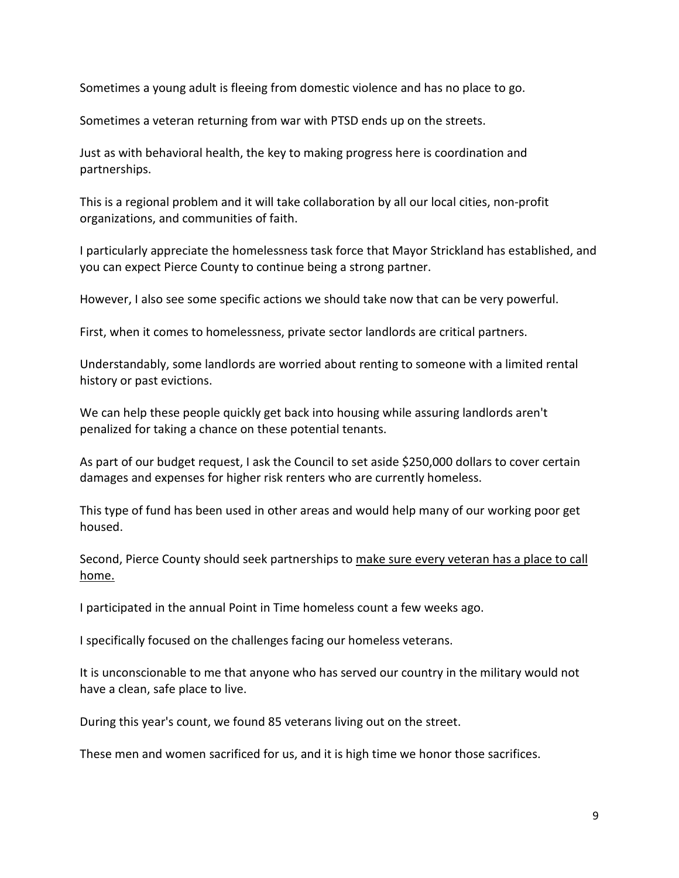Sometimes a young adult is fleeing from domestic violence and has no place to go.

Sometimes a veteran returning from war with PTSD ends up on the streets.

Just as with behavioral health, the key to making progress here is coordination and partnerships.

This is a regional problem and it will take collaboration by all our local cities, non-profit organizations, and communities of faith.

I particularly appreciate the homelessness task force that Mayor Strickland has established, and you can expect Pierce County to continue being a strong partner.

However, I also see some specific actions we should take now that can be very powerful.

First, when it comes to homelessness, private sector landlords are critical partners.

Understandably, some landlords are worried about renting to someone with a limited rental history or past evictions.

We can help these people quickly get back into housing while assuring landlords aren't penalized for taking a chance on these potential tenants.

As part of our budget request, I ask the Council to set aside $250,000 dollars to cover certain damages and expenses for higher risk renters who are currently homeless.

This type of fund has been used in other areas and would help many of our working poor get housed.

Second, Pierce County should seek partnerships to <u>make sure every veteran has a place to call home.</u>

I participated in the annual Point in Time homeless count a few weeks ago.

I specifically focused on the challenges facing our homeless veterans.

It is unconscionable to me that anyone who has served our country in the military would not have a clean, safe place to live.

During this year's count, we found 85 veterans living out on the street.

These men and women sacrificed for us, and it is high time we honor those sacrifices.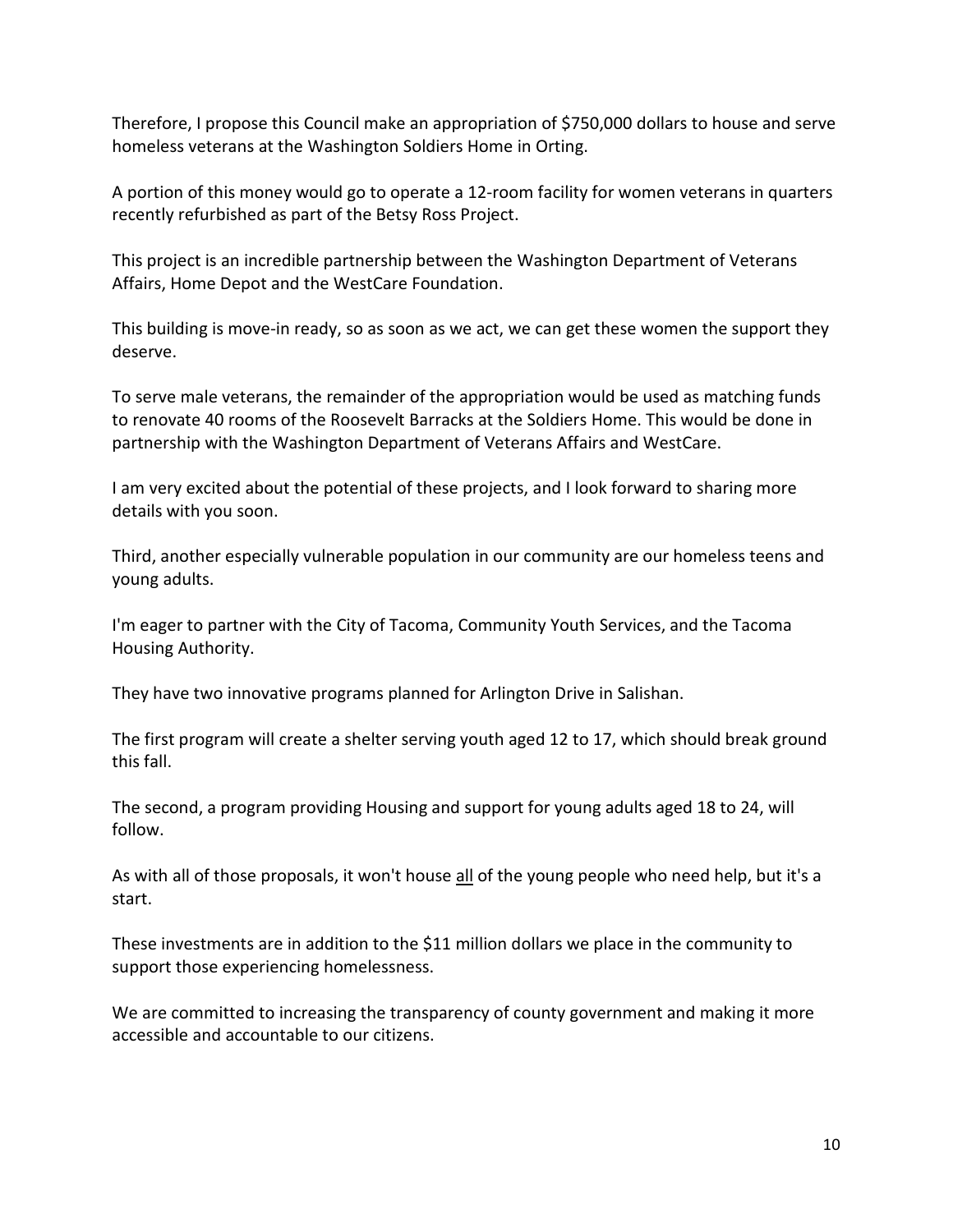Therefore, I propose this Council make an appropriation of $750,000 dollars to house and serve homeless veterans at the Washington Soldiers Home in Orting.

A portion of this money would go to operate a 12-room facility for women veterans in quarters recently refurbished as part of the Betsy Ross Project.

This project is an incredible partnership between the Washington Department of Veterans Affairs, Home Depot and the WestCare Foundation.

This building is move-in ready, so as soon as we act, we can get these women the support they deserve.

To serve male veterans, the remainder of the appropriation would be used as matching funds to renovate 40 rooms of the Roosevelt Barracks at the Soldiers Home. This would be done in partnership with the Washington Department of Veterans Affairs and WestCare.

I am very excited about the potential of these projects, and I look forward to sharing more details with you soon.

Third, another especially vulnerable population in our community are our homeless teens and young adults.

I'm eager to partner with the City of Tacoma, Community Youth Services, and the Tacoma Housing Authority.

They have two innovative programs planned for Arlington Drive in Salishan.

The first program will create a shelter serving youth aged 12 to 17, which should break ground this fall.

The second, a program providing Housing and support for young adults aged 18 to 24, will follow.

As with all of those proposals, it won't house <u>all</u> of the young people who need help, but it's a start.

These investments are in addition to the $11 million dollars we place in the community to support those experiencing homelessness.

We are committed to increasing the transparency of county government and making it more accessible and accountable to our citizens.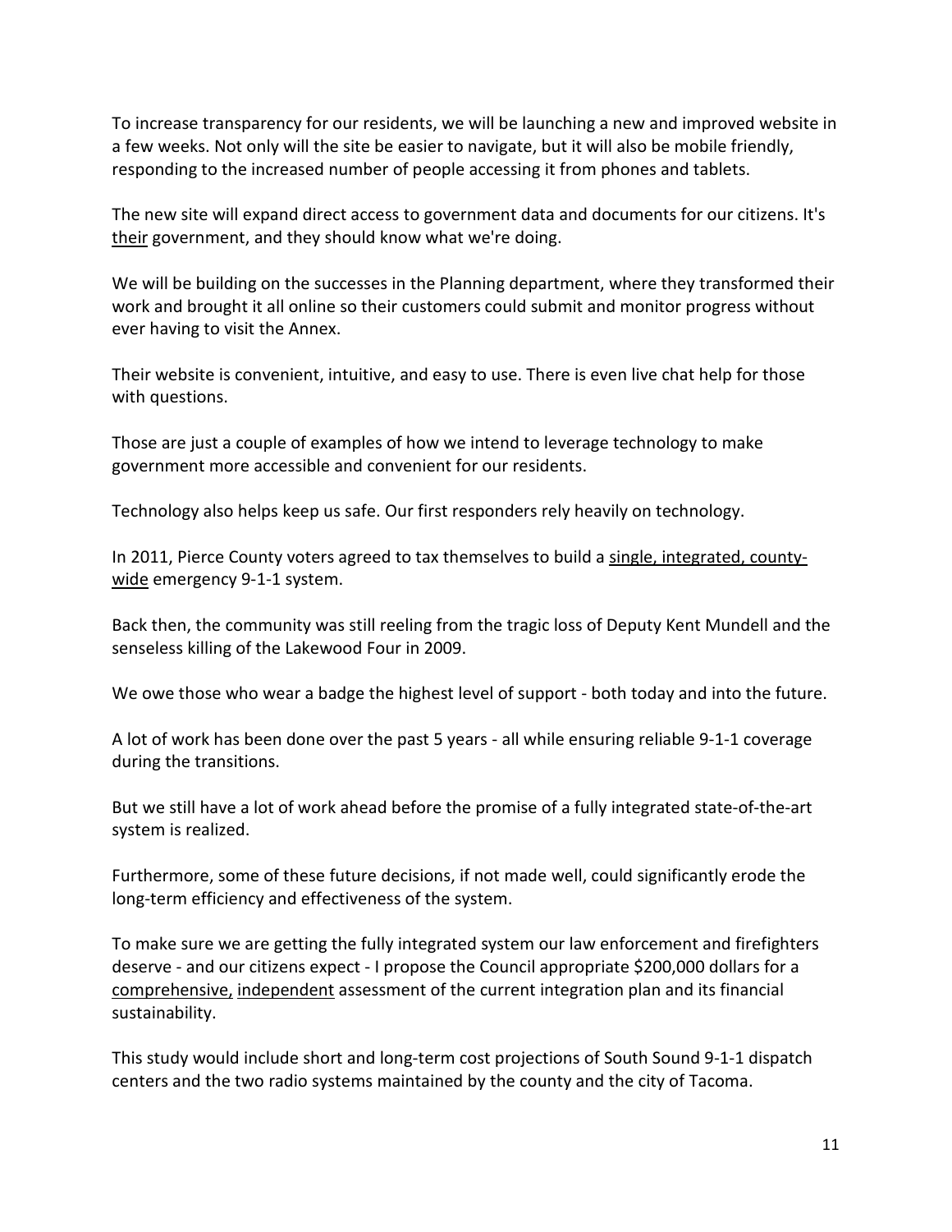To increase transparency for our residents, we will be launching a new and improved website in a few weeks. Not only will the site be easier to navigate, but it will also be mobile friendly, responding to the increased number of people accessing it from phones and tablets.

The new site will expand direct access to government data and documents for our citizens. It's <u>their</u> government, and they should know what we're doing.

We will be building on the successes in the Planning department, where they transformed their work and brought it all online so their customers could submit and monitor progress without ever having to visit the Annex.

Their website is convenient, intuitive, and easy to use. There is even live chat help for those with questions.

Those are just a couple of examples of how we intend to leverage technology to make government more accessible and convenient for our residents.

Technology also helps keep us safe. Our first responders rely heavily on technology.

In 2011, Pierce County voters agreed to tax themselves to build a <u>single, integrated, county-wide</u> emergency 9-1-1 system.

Back then, the community was still reeling from the tragic loss of Deputy Kent Mundell and the senseless killing of the Lakewood Four in 2009.

We owe those who wear a badge the highest level of support - both today and into the future.

A lot of work has been done over the past 5 years - all while ensuring reliable 9-1-1 coverage during the transitions.

But we still have a lot of work ahead before the promise of a fully integrated state-of-the-art system is realized.

Furthermore, some of these future decisions, if not made well, could significantly erode the long-term efficiency and effectiveness of the system.

To make sure we are getting the fully integrated system our law enforcement and firefighters deserve - and our citizens expect - I propose the Council appropriate $200,000 dollars for a <u>comprehensive,</u> <u>independent</u> assessment of the current integration plan and its financial sustainability.

This study would include short and long-term cost projections of South Sound 9-1-1 dispatch centers and the two radio systems maintained by the county and the city of Tacoma.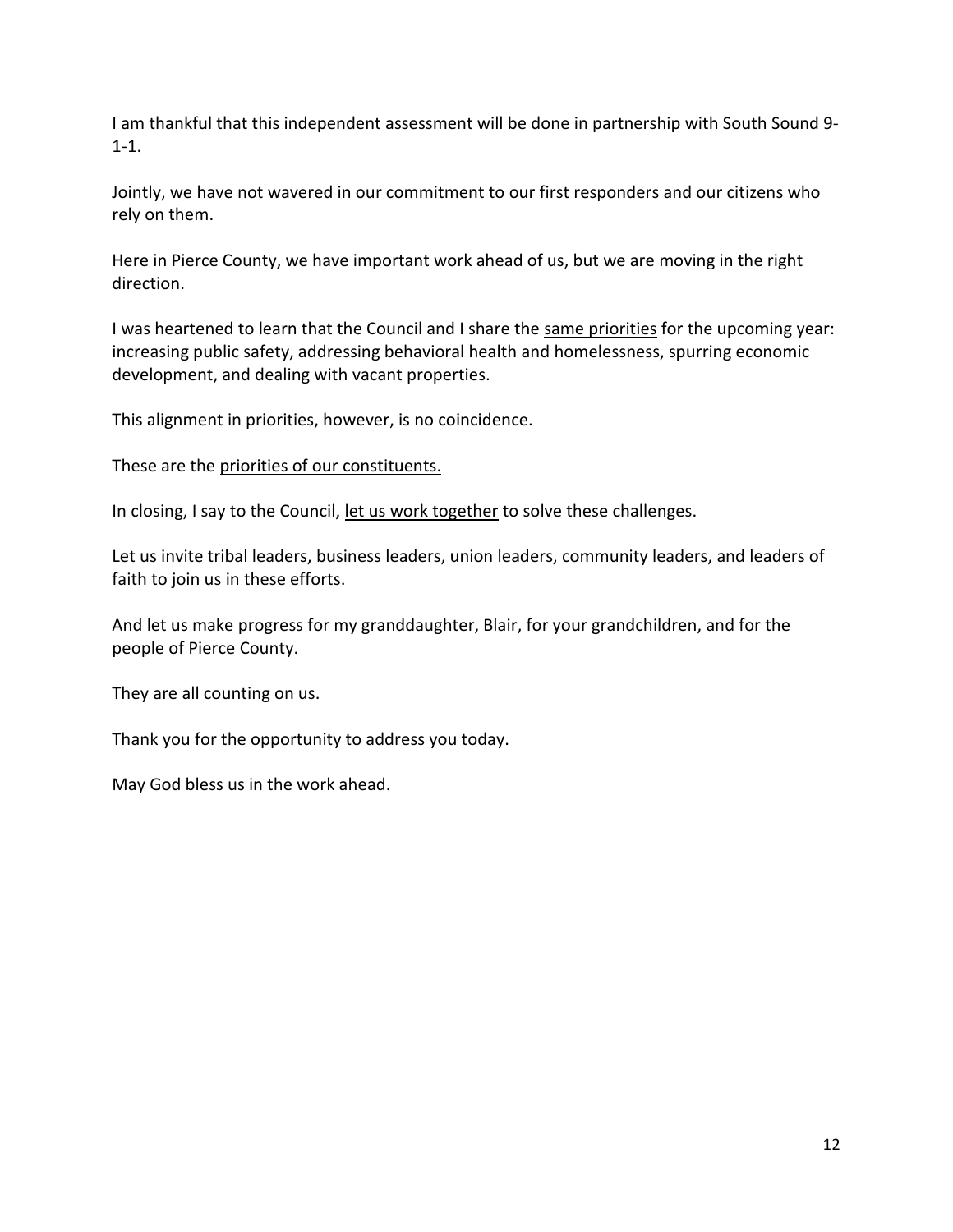I am thankful that this independent assessment will be done in partnership with South Sound 9-1-1.

Jointly, we have not wavered in our commitment to our first responders and our citizens who rely on them.

Here in Pierce County, we have important work ahead of us, but we are moving in the right direction.

I was heartened to learn that the Council and I share the <u>same priorities</u> for the upcoming year: increasing public safety, addressing behavioral health and homelessness, spurring economic development, and dealing with vacant properties.

This alignment in priorities, however, is no coincidence.

These are the <u>priorities of our constituents.</u>

In closing, I say to the Council, <u>let us work together</u> to solve these challenges.

Let us invite tribal leaders, business leaders, union leaders, community leaders, and leaders of faith to join us in these efforts.

And let us make progress for my granddaughter, Blair, for your grandchildren, and for the people of Pierce County.

They are all counting on us.

Thank you for the opportunity to address you today.

May God bless us in the work ahead.